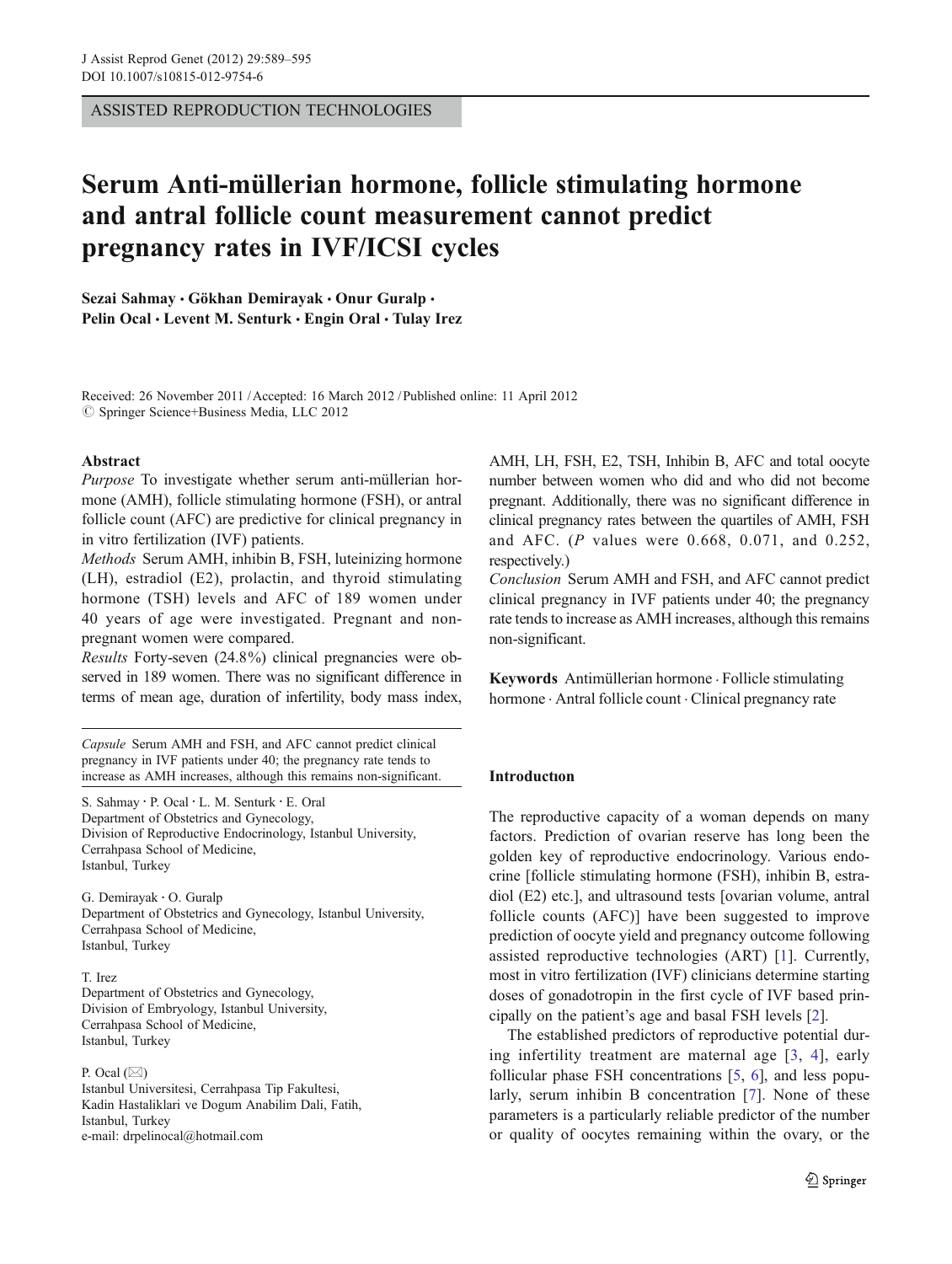ASSISTED REPRODUCTION TECHNOLOGIES

# Serum Anti-müllerian hormone, follicle stimulating hormone and antral follicle count measurement cannot predict pregnancy rates in IVF/ICSI cycles

Sezai Sahmay · Gökhan Demirayak · Onur Guralp · Pelin Ocal · Levent M. Senturk · Engin Oral · Tulay Irez

Received: 26 November 2011 / Accepted: 16 March 2012 / Published online: 11 April 2012
© Springer Science+Business Media, LLC 2012

**Abstract**

*Purpose* To investigate whether serum anti-müllerian hormone (AMH), follicle stimulating hormone (FSH), or antral follicle count (AFC) are predictive for clinical pregnancy in in vitro fertilization (IVF) patients.

*Methods* Serum AMH, inhibin B, FSH, luteinizing hormone (LH), estradiol (E2), prolactin, and thyroid stimulating hormone (TSH) levels and AFC of 189 women under 40 years of age were investigated. Pregnant and non-pregnant women were compared.

*Results* Forty-seven (24.8%) clinical pregnancies were observed in 189 women. There was no significant difference in terms of mean age, duration of infertility, body mass index, AMH, LH, FSH, E2, TSH, Inhibin B, AFC and total oocyte number between women who did and who did not become pregnant. Additionally, there was no significant difference in clinical pregnancy rates between the quartiles of AMH, FSH and AFC. ($P$ values were 0.668, 0.071, and 0.252, respectively.)

*Conclusion* Serum AMH and FSH, and AFC cannot predict clinical pregnancy in IVF patients under 40; the pregnancy rate tends to increase as AMH increases, although this remains non-significant.

**Keywords** Antimüllerian hormone · Follicle stimulating hormone · Antral follicle count · Clinical pregnancy rate

*Capsule* Serum AMH and FSH, and AFC cannot predict clinical pregnancy in IVF patients under 40; the pregnancy rate tends to increase as AMH increases, although this remains non-significant.

S. Sahmay · P. Ocal · L. M. Senturk · E. Oral
Department of Obstetrics and Gynecology,
Division of Reproductive Endocrinology, Istanbul University,
Cerrahpasa School of Medicine,
Istanbul, Turkey

G. Demirayak · O. Guralp
Department of Obstetrics and Gynecology, Istanbul University,
Cerrahpasa School of Medicine,
Istanbul, Turkey

T. Irez
Department of Obstetrics and Gynecology,
Division of Embryology, Istanbul University,
Cerrahpasa School of Medicine,
Istanbul, Turkey

P. Ocal (✉)
Istanbul Universitesi, Cerrahpasa Tip Fakultesi,
Kadin Hastaliklari ve Dogum Anabilim Dali, Fatih,
Istanbul, Turkey
e-mail: drpelinocal@hotmail.com

## Introduction

The reproductive capacity of a woman depends on many factors. Prediction of ovarian reserve has long been the golden key of reproductive endocrinology. Various endocrine [follicle stimulating hormone (FSH), inhibin B, estradiol (E2) etc.], and ultrasound tests [ovarian volume, antral follicle counts (AFC)] have been suggested to improve prediction of oocyte yield and pregnancy outcome following assisted reproductive technologies (ART) [1]. Currently, most in vitro fertilization (IVF) clinicians determine starting doses of gonadotropin in the first cycle of IVF based principally on the patient's age and basal FSH levels [2].

The established predictors of reproductive potential during infertility treatment are maternal age [3, 4], early follicular phase FSH concentrations [5, 6], and less popularly, serum inhibin B concentration [7]. None of these parameters is a particularly reliable predictor of the number or quality of oocytes remaining within the ovary, or the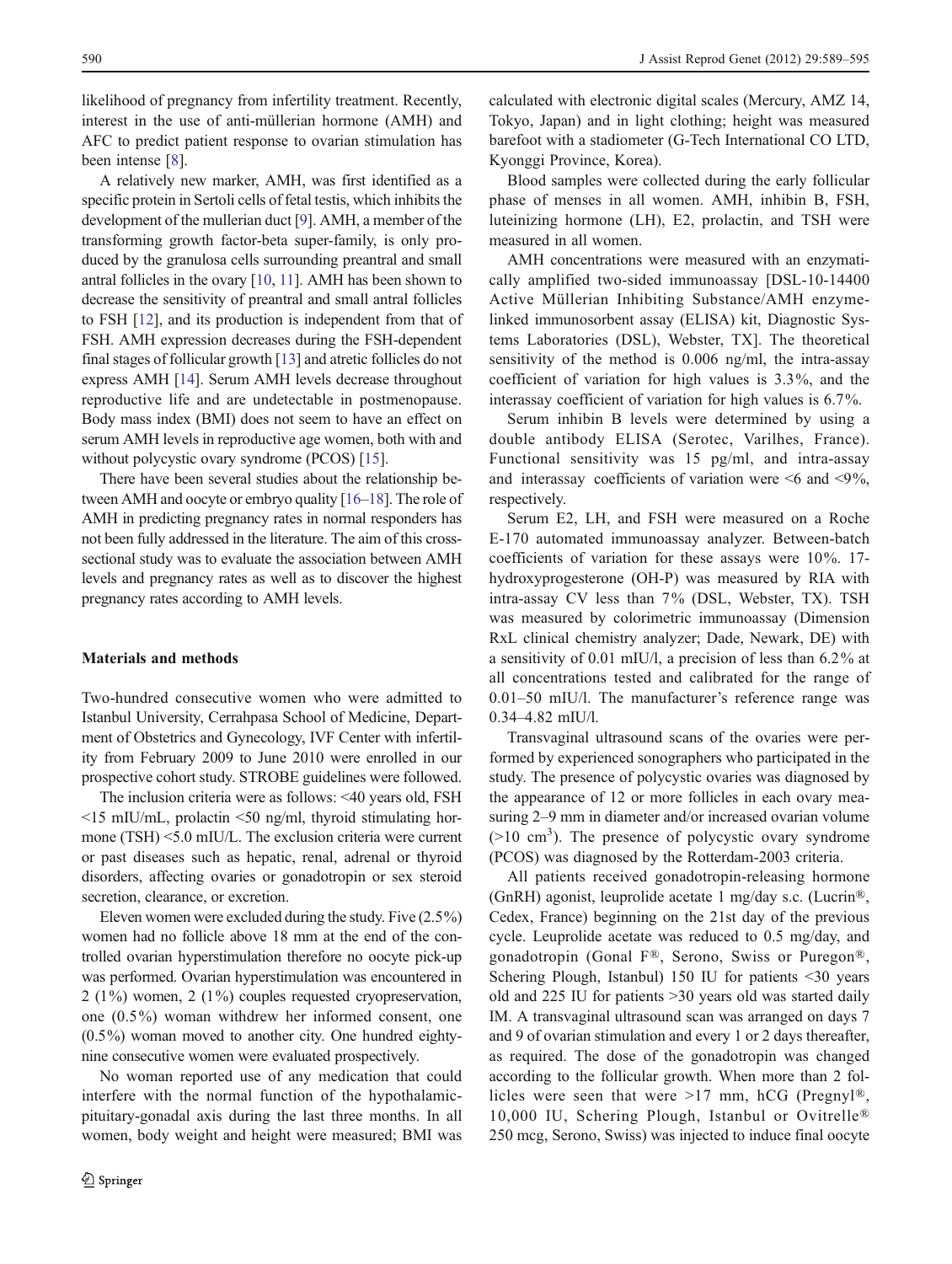likelihood of pregnancy from infertility treatment. Recently, interest in the use of anti-müllerian hormone (AMH) and AFC to predict patient response to ovarian stimulation has been intense [8].

A relatively new marker, AMH, was first identified as a specific protein in Sertoli cells of fetal testis, which inhibits the development of the mullerian duct [9]. AMH, a member of the transforming growth factor-beta super-family, is only produced by the granulosa cells surrounding preantral and small antral follicles in the ovary [10, 11]. AMH has been shown to decrease the sensitivity of preantral and small antral follicles to FSH [12], and its production is independent from that of FSH. AMH expression decreases during the FSH-dependent final stages of follicular growth [13] and atretic follicles do not express AMH [14]. Serum AMH levels decrease throughout reproductive life and are undetectable in postmenopause. Body mass index (BMI) does not seem to have an effect on serum AMH levels in reproductive age women, both with and without polycystic ovary syndrome (PCOS) [15].

There have been several studies about the relationship between AMH and oocyte or embryo quality [16–18]. The role of AMH in predicting pregnancy rates in normal responders has not been fully addressed in the literature. The aim of this cross-sectional study was to evaluate the association between AMH levels and pregnancy rates as well as to discover the highest pregnancy rates according to AMH levels.

## Materials and methods

Two-hundred consecutive women who were admitted to Istanbul University, Cerrahpasa School of Medicine, Department of Obstetrics and Gynecology, IVF Center with infertility from February 2009 to June 2010 were enrolled in our prospective cohort study. STROBE guidelines were followed.

The inclusion criteria were as follows: <40 years old, FSH <15 mIU/mL, prolactin <50 ng/ml, thyroid stimulating hormone (TSH) <5.0 mIU/L. The exclusion criteria were current or past diseases such as hepatic, renal, adrenal or thyroid disorders, affecting ovaries or gonadotropin or sex steroid secretion, clearance, or excretion.

Eleven women were excluded during the study. Five (2.5%) women had no follicle above 18 mm at the end of the controlled ovarian hyperstimulation therefore no oocyte pick-up was performed. Ovarian hyperstimulation was encountered in 2 (1%) women, 2 (1%) couples requested cryopreservation, one (0.5%) woman withdrew her informed consent, one (0.5%) woman moved to another city. One hundred eighty-nine consecutive women were evaluated prospectively.

No woman reported use of any medication that could interfere with the normal function of the hypothalamic-pituitary-gonadal axis during the last three months. In all women, body weight and height were measured; BMI was calculated with electronic digital scales (Mercury, AMZ 14, Tokyo, Japan) and in light clothing; height was measured barefoot with a stadiometer (G-Tech International CO LTD, Kyonggi Province, Korea).

Blood samples were collected during the early follicular phase of menses in all women. AMH, inhibin B, FSH, luteinizing hormone (LH), E2, prolactin, and TSH were measured in all women.

AMH concentrations were measured with an enzymatically amplified two-sided immunoassay [DSL-10-14400 Active Müllerian Inhibiting Substance/AMH enzyme-linked immunosorbent assay (ELISA) kit, Diagnostic Systems Laboratories (DSL), Webster, TX]. The theoretical sensitivity of the method is 0.006 ng/ml, the intra-assay coefficient of variation for high values is 3.3%, and the interassay coefficient of variation for high values is 6.7%.

Serum inhibin B levels were determined by using a double antibody ELISA (Serotec, Varilhes, France). Functional sensitivity was 15 pg/ml, and intra-assay and interassay coefficients of variation were <6 and <9%, respectively.

Serum E2, LH, and FSH were measured on a Roche E-170 automated immunoassay analyzer. Between-batch coefficients of variation for these assays were 10%. 17-hydroxyprogesterone (OH-P) was measured by RIA with intra-assay CV less than 7% (DSL, Webster, TX). TSH was measured by colorimetric immunoassay (Dimension RxL clinical chemistry analyzer; Dade, Newark, DE) with a sensitivity of 0.01 mIU/l, a precision of less than 6.2% at all concentrations tested and calibrated for the range of 0.01–50 mIU/l. The manufacturer's reference range was 0.34–4.82 mIU/l.

Transvaginal ultrasound scans of the ovaries were performed by experienced sonographers who participated in the study. The presence of polycystic ovaries was diagnosed by the appearance of 12 or more follicles in each ovary measuring 2–9 mm in diameter and/or increased ovarian volume (>10 $cm^3$). The presence of polycystic ovary syndrome (PCOS) was diagnosed by the Rotterdam-2003 criteria.

All patients received gonadotropin-releasing hormone (GnRH) agonist, leuprolide acetate 1 mg/day s.c. (Lucrin®, Cedex, France) beginning on the 21st day of the previous cycle. Leuprolide acetate was reduced to 0.5 mg/day, and gonadotropin (Gonal F®, Serono, Swiss or Puregon®, Schering Plough, Istanbul) 150 IU for patients <30 years old and 225 IU for patients >30 years old was started daily IM. A transvaginal ultrasound scan was arranged on days 7 and 9 of ovarian stimulation and every 1 or 2 days thereafter, as required. The dose of the gonadotropin was changed according to the follicular growth. When more than 2 follicles were seen that were >17 mm, hCG (Pregnyl®, 10,000 IU, Schering Plough, Istanbul or Ovitrelle® 250 mcg, Serono, Swiss) was injected to induce final oocyte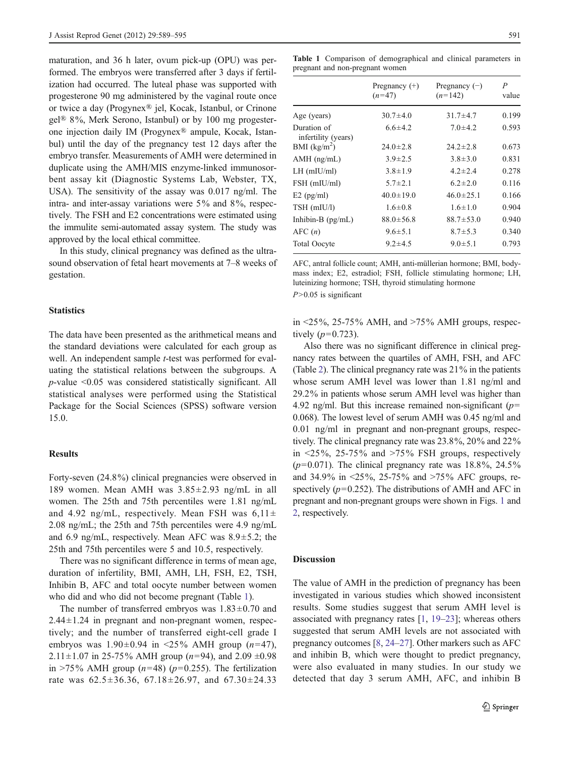maturation, and 36 h later, ovum pick-up (OPU) was performed. The embryos were transferred after 3 days if fertilization had occurred. The luteal phase was supported with progesterone 90 mg administered by the vaginal route once or twice a day (Progynex® jel, Kocak, Istanbul, or Crinone gel® 8%, Merk Serono, Istanbul) or by 100 mg progesterone injection daily IM (Progynex® ampule, Kocak, Istanbul) until the day of the pregnancy test 12 days after the embryo transfer. Measurements of AMH were determined in duplicate using the AMH/MIS enzyme-linked immunosorbent assay kit (Diagnostic Systems Lab, Webster, TX, USA). The sensitivity of the assay was 0.017 ng/ml. The intra- and inter-assay variations were 5% and 8%, respectively. The FSH and E2 concentrations were estimated using the immulite semi-automated assay system. The study was approved by the local ethical committee.

In this study, clinical pregnancy was defined as the ultrasound observation of fetal heart movements at 7–8 weeks of gestation.

### Statistics

The data have been presented as the arithmetical means and the standard deviations were calculated for each group as well. An independent sample *t*-test was performed for evaluating the statistical relations between the subgroups. A *p*-value <0.05 was considered statistically significant. All statistical analyses were performed using the Statistical Package for the Social Sciences (SPSS) software version 15.0.

### Results

Forty-seven (24.8%) clinical pregnancies were observed in 189 women. Mean AMH was 3.85±2.93 ng/mL in all women. The 25th and 75th percentiles were 1.81 ng/mL and 4.92 ng/mL, respectively. Mean FSH was 6,11± 2.08 ng/mL; the 25th and 75th percentiles were 4.9 ng/mL and 6.9 ng/mL, respectively. Mean AFC was 8.9±5.2; the 25th and 75th percentiles were 5 and 10.5, respectively.

There was no significant difference in terms of mean age, duration of infertility, BMI, AMH, LH, FSH, E2, TSH, Inhibin B, AFC and total oocyte number between women who did and who did not become pregnant (Table 1).

The number of transferred embryos was 1.83±0.70 and 2.44±1.24 in pregnant and non-pregnant women, respectively; and the number of transferred eight-cell grade I embryos was 1.90±0.94 in <25% AMH group (*n*=47), 2.11±1.07 in 25-75% AMH group (*n*=94), and 2.09 ±0.98 in >75% AMH group (*n*=48) (*p*=0.255). The fertilization rate was 62.5±36.36, 67.18±26.97, and 67.30±24.33 in <25%, 25-75% AMH, and >75% AMH groups, respectively (*p*=0.723).

**Table 1** Comparison of demographical and clinical parameters in pregnant and non-pregnant women

| | Pregnancy (+) (*n*=47) | Pregnancy (−) (*n*=142) | *P* value |
|---|---|---|---|
| Age (years) | 30.7±4.0 | 31.7±4.7 | 0.199 |
| Duration of infertility (years) | 6.6±4.2 | 7.0±4.2 | 0.593 |
| BMI (kg/m$^2$) | 24.0±2.8 | 24.2±2.8 | 0.673 |
| AMH (ng/mL) | 3.9±2.5 | 3.8±3.0 | 0.831 |
| LH (mIU/ml) | 3.8±1.9 | 4.2±2.4 | 0.278 |
| FSH (mIU/ml) | 5.7±2.1 | 6.2±2.0 | 0.116 |
| E2 (pg/ml) | 40.0±19.0 | 46.0±25.1 | 0.166 |
| TSH (mIU/l) | 1.6±0.8 | 1.6±1.0 | 0.904 |
| Inhibin-B (pg/mL) | 88.0±56.8 | 88.7±53.0 | 0.940 |
| AFC (*n*) | 9.6±5.1 | 8.7±5.3 | 0.340 |
| Total Oocyte | 9.2±4.5 | 9.0±5.1 | 0.793 |

AFC, antral follicle count; AMH, anti-müllerian hormone; BMI, body-mass index; E2, estradiol; FSH, follicle stimulating hormone; LH, luteinizing hormone; TSH, thyroid stimulating hormone

*P*>0.05 is significant

Also there was no significant difference in clinical pregnancy rates between the quartiles of AMH, FSH, and AFC (Table 2). The clinical pregnancy rate was 21% in the patients whose serum AMH level was lower than 1.81 ng/ml and 29.2% in patients whose serum AMH level was higher than 4.92 ng/ml. But this increase remained non-significant (*p*= 0.068). The lowest level of serum AMH was 0.45 ng/ml and 0.01 ng/ml in pregnant and non-pregnant groups, respectively. The clinical pregnancy rate was 23.8%, 20% and 22% in <25%, 25-75% and >75% FSH groups, respectively (*p*=0.071). The clinical pregnancy rate was 18.8%, 24.5% and 34.9% in <25%, 25-75% and >75% AFC groups, respectively (*p*=0.252). The distributions of AMH and AFC in pregnant and non-pregnant groups were shown in Figs. 1 and 2, respectively.

### Discussion

The value of AMH in the prediction of pregnancy has been investigated in various studies which showed inconsistent results. Some studies suggest that serum AMH level is associated with pregnancy rates [1, 19–23]; whereas others suggested that serum AMH levels are not associated with pregnancy outcomes [8, 24–27]. Other markers such as AFC and inhibin B, which were thought to predict pregnancy, were also evaluated in many studies. In our study we detected that day 3 serum AMH, AFC, and inhibin B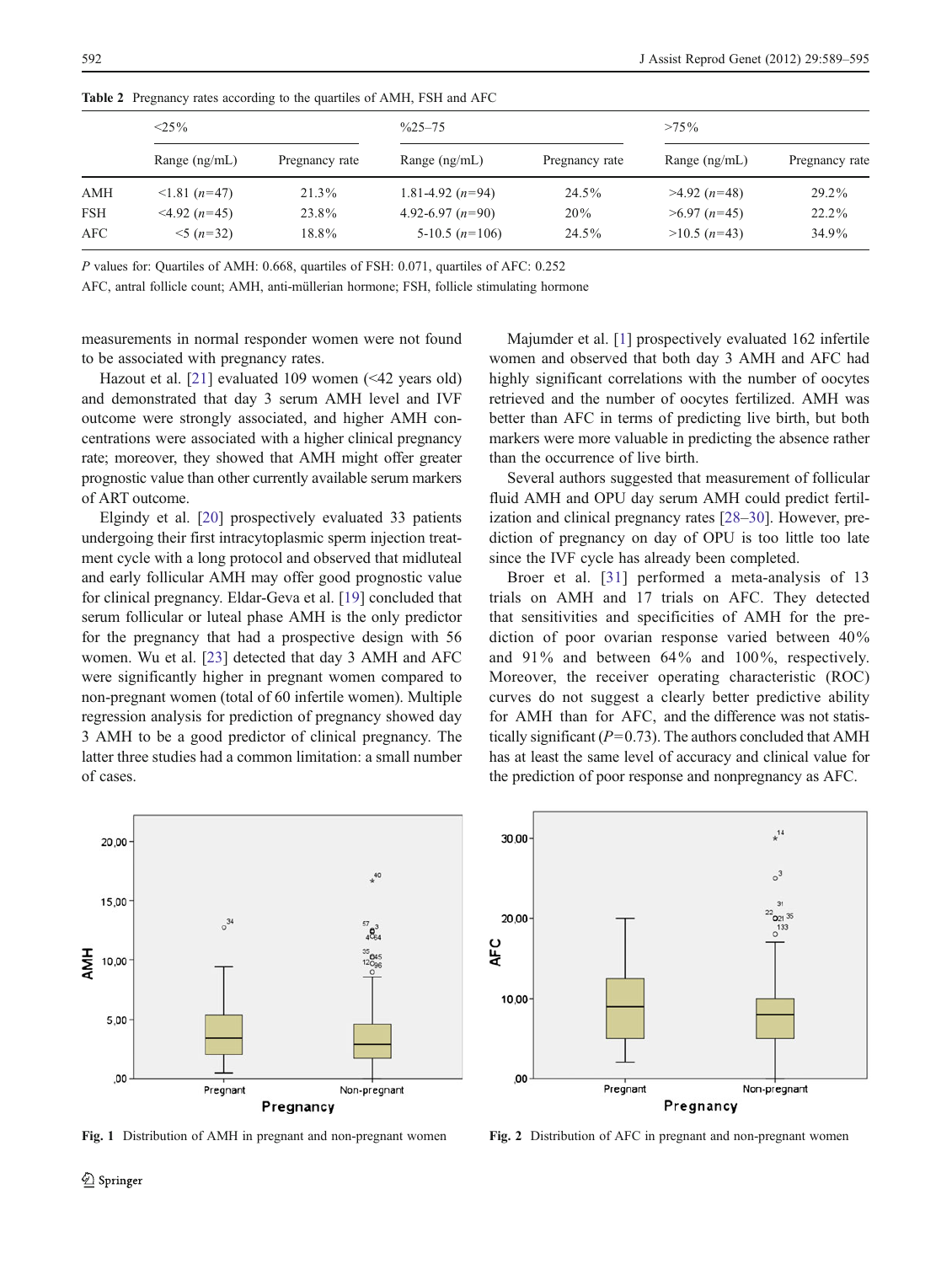**Table 2** Pregnancy rates according to the quartiles of AMH, FSH and AFC

| | <25% | | %25–75 | | >75% | |
|---|---|---|---|---|---|---|
| | Range (ng/mL) | Pregnancy rate | Range (ng/mL) | Pregnancy rate | Range (ng/mL) | Pregnancy rate |
| AMH | <1.81 (*n*=47) | 21.3% | 1.81-4.92 (*n*=94) | 24.5% | >4.92 (*n*=48) | 29.2% |
| FSH | <4.92 (*n*=45) | 23.8% | 4.92-6.97 (*n*=90) | 20% | >6.97 (*n*=45) | 22.2% |
| AFC | <5 (*n*=32) | 18.8% | 5-10.5 (*n*=106) | 24.5% | >10.5 (*n*=43) | 34.9% |

*P* values for: Quartiles of AMH: 0.668, quartiles of FSH: 0.071, quartiles of AFC: 0.252

AFC, antral follicle count; AMH, anti-müllerian hormone; FSH, follicle stimulating hormone

measurements in normal responder women were not found to be associated with pregnancy rates.

Hazout et al. [21] evaluated 109 women (<42 years old) and demonstrated that day 3 serum AMH level and IVF outcome were strongly associated, and higher AMH concentrations were associated with a higher clinical pregnancy rate; moreover, they showed that AMH might offer greater prognostic value than other currently available serum markers of ART outcome.

Elgindy et al. [20] prospectively evaluated 33 patients undergoing their first intracytoplasmic sperm injection treatment cycle with a long protocol and observed that midluteal and early follicular AMH may offer good prognostic value for clinical pregnancy. Eldar-Geva et al. [19] concluded that serum follicular or luteal phase AMH is the only predictor for the pregnancy that had a prospective design with 56 women. Wu et al. [23] detected that day 3 AMH and AFC were significantly higher in pregnant women compared to non-pregnant women (total of 60 infertile women). Multiple regression analysis for prediction of pregnancy showed day 3 AMH to be a good predictor of clinical pregnancy. The latter three studies had a common limitation: a small number of cases.

Majumder et al. [1] prospectively evaluated 162 infertile women and observed that both day 3 AMH and AFC had highly significant correlations with the number of oocytes retrieved and the number of oocytes fertilized. AMH was better than AFC in terms of predicting live birth, but both markers were more valuable in predicting the absence rather than the occurrence of live birth.

Several authors suggested that measurement of follicular fluid AMH and OPU day serum AMH could predict fertilization and clinical pregnancy rates [28–30]. However, prediction of pregnancy on day of OPU is too little too late since the IVF cycle has already been completed.

Broer et al. [31] performed a meta-analysis of 13 trials on AMH and 17 trials on AFC. They detected that sensitivities and specificities of AMH for the prediction of poor ovarian response varied between 40% and 91% and between 64% and 100%, respectively. Moreover, the receiver operating characteristic (ROC) curves do not suggest a clearly better predictive ability for AMH than for AFC, and the difference was not statistically significant ($P=0.73$). The authors concluded that AMH has at least the same level of accuracy and clinical value for the prediction of poor response and nonpregnancy as AFC.

**Fig. 1** Distribution of AMH in pregnant and non-pregnant women

**Fig. 2** Distribution of AFC in pregnant and non-pregnant women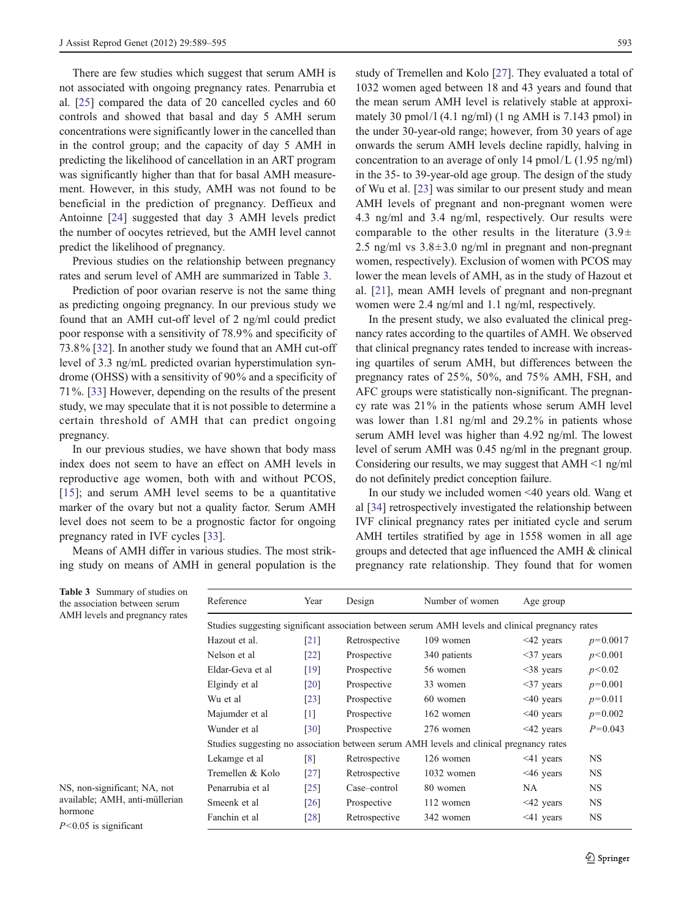There are few studies which suggest that serum AMH is not associated with ongoing pregnancy rates. Penarrubia et al. [25] compared the data of 20 cancelled cycles and 60 controls and showed that basal and day 5 AMH serum concentrations were significantly lower in the cancelled than in the control group; and the capacity of day 5 AMH in predicting the likelihood of cancellation in an ART program was significantly higher than that for basal AMH measurement. However, in this study, AMH was not found to be beneficial in the prediction of pregnancy. Deffieux and Antoinne [24] suggested that day 3 AMH levels predict the number of oocytes retrieved, but the AMH level cannot predict the likelihood of pregnancy.

Previous studies on the relationship between pregnancy rates and serum level of AMH are summarized in Table 3.

Prediction of poor ovarian reserve is not the same thing as predicting ongoing pregnancy. In our previous study we found that an AMH cut-off level of 2 ng/ml could predict poor response with a sensitivity of 78.9% and specificity of 73.8% [32]. In another study we found that an AMH cut-off level of 3.3 ng/mL predicted ovarian hyperstimulation syndrome (OHSS) with a sensitivity of 90% and a specificity of 71%. [33] However, depending on the results of the present study, we may speculate that it is not possible to determine a certain threshold of AMH that can predict ongoing pregnancy.

In our previous studies, we have shown that body mass index does not seem to have an effect on AMH levels in reproductive age women, both with and without PCOS, [15]; and serum AMH level seems to be a quantitative marker of the ovary but not a quality factor. Serum AMH level does not seem to be a prognostic factor for ongoing pregnancy rated in IVF cycles [33].

Means of AMH differ in various studies. The most striking study on means of AMH in general population is the study of Tremellen and Kolo [27]. They evaluated a total of 1032 women aged between 18 and 43 years and found that the mean serum AMH level is relatively stable at approximately 30 pmol/l (4.1 ng/ml) (1 ng AMH is 7.143 pmol) in the under 30-year-old range; however, from 30 years of age onwards the serum AMH levels decline rapidly, halving in concentration to an average of only 14 pmol/L (1.95 ng/ml) in the 35- to 39-year-old age group. The design of the study of Wu et al. [23] was similar to our present study and mean AMH levels of pregnant and non-pregnant women were 4.3 ng/ml and 3.4 ng/ml, respectively. Our results were comparable to the other results in the literature ($3.9\pm2.5$ ng/ml vs $3.8\pm3.0$ ng/ml in pregnant and non-pregnant women, respectively). Exclusion of women with PCOS may lower the mean levels of AMH, as in the study of Hazout et al. [21], mean AMH levels of pregnant and non-pregnant women were 2.4 ng/ml and 1.1 ng/ml, respectively.

In the present study, we also evaluated the clinical pregnancy rates according to the quartiles of AMH. We observed that clinical pregnancy rates tended to increase with increasing quartiles of serum AMH, but differences between the pregnancy rates of 25%, 50%, and 75% AMH, FSH, and AFC groups were statistically non-significant. The pregnancy rate was 21% in the patients whose serum AMH level was lower than 1.81 ng/ml and 29.2% in patients whose serum AMH level was higher than 4.92 ng/ml. The lowest level of serum AMH was 0.45 ng/ml in the pregnant group. Considering our results, we may suggest that AMH <1 ng/ml do not definitely predict conception failure.

In our study we included women <40 years old. Wang et al [34] retrospectively investigated the relationship between IVF clinical pregnancy rates per initiated cycle and serum AMH tertiles stratified by age in 1558 women in all age groups and detected that age influenced the AMH & clinical pregnancy rate relationship. They found that for women

Table 3 Summary of studies on the association between serum AMH levels and pregnancy rates

| Reference | Year | Design | Number of women | Age group | |
|---|---|---|---|---|---|
| Studies suggesting significant association between serum AMH levels and clinical pregnancy rates | | | | | |
| Hazout et al. | [21] | Retrospective | 109 women | <42 years | $p=0.0017$ |
| Nelson et al | [22] | Prospective | 340 patients | <37 years | $p<0.001$ |
| Eldar-Geva et al | [19] | Prospective | 56 women | <38 years | $p<0.02$ |
| Elgindy et al | [20] | Prospective | 33 women | <37 years | $p=0.001$ |
| Wu et al | [23] | Prospective | 60 women | <40 years | $p=0.011$ |
| Majumder et al | [1] | Prospective | 162 women | <40 years | $p=0.002$ |
| Wunder et al | [30] | Prospective | 276 women | <42 years | $P=0.043$ |
| Studies suggesting no association between serum AMH levels and clinical pregnancy rates | | | | | |
| Lekamge et al | [8] | Retrospective | 126 women | <41 years | NS |
| Tremellen & Kolo | [27] | Retrospective | 1032 women | <46 years | NS |
| Penarrubia et al | [25] | Case–control | 80 women | NA | NS |
| Smeenk et al | [26] | Prospective | 112 women | <42 years | NS |
| Fanchin et al | [28] | Retrospective | 342 women | <41 years | NS |

NS, non-significant; NA, not available; AMH, anti-müllerian hormone

$P<0.05$ is significant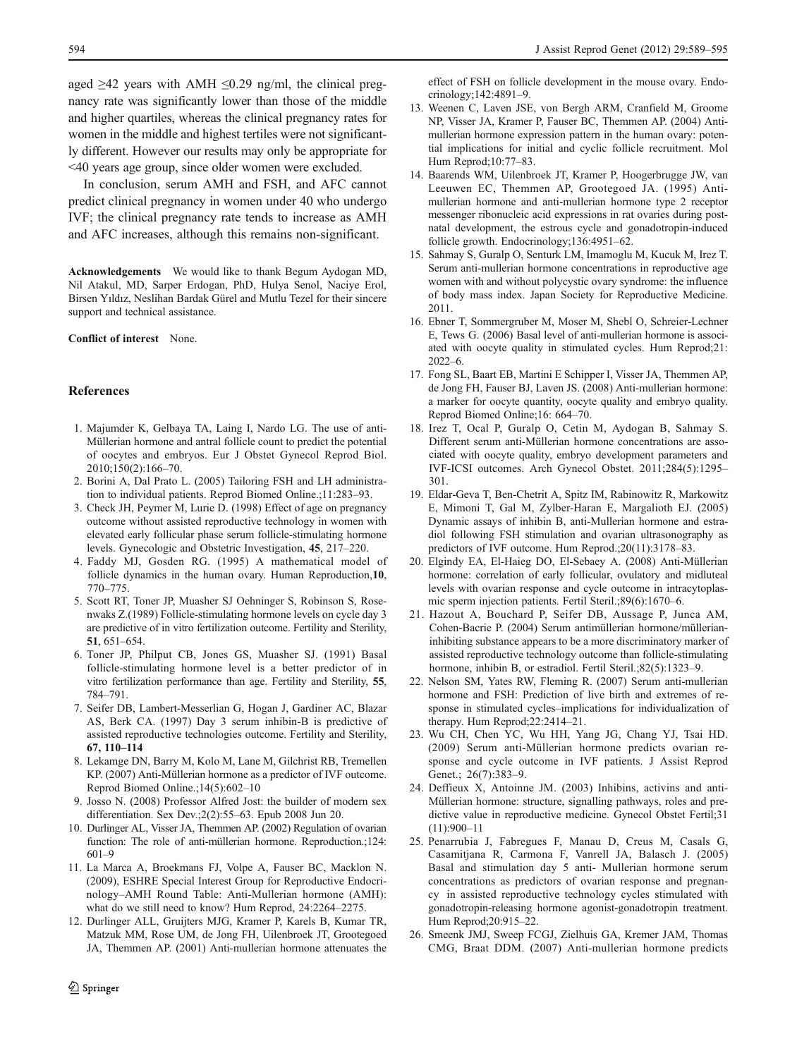aged ≥42 years with AMH ≤0.29 ng/ml, the clinical pregnancy rate was significantly lower than those of the middle and higher quartiles, whereas the clinical pregnancy rates for women in the middle and highest tertiles were not significantly different. However our results may only be appropriate for <40 years age group, since older women were excluded.

In conclusion, serum AMH and FSH, and AFC cannot predict clinical pregnancy in women under 40 who undergo IVF; the clinical pregnancy rate tends to increase as AMH and AFC increases, although this remains non-significant.

**Acknowledgements** We would like to thank Begum Aydogan MD, Nil Atakul, MD, Sarper Erdogan, PhD, Hulya Senol, Naciye Erol, Birsen Yıldız, Neslihan Bardak Gürel and Mutlu Tezel for their sincere support and technical assistance.

**Conflict of interest** None.

## References

1. Majumder K, Gelbaya TA, Laing I, Nardo LG. The use of anti-Müllerian hormone and antral follicle count to predict the potential of oocytes and embryos. Eur J Obstet Gynecol Reprod Biol. 2010;150(2):166–70.
2. Borini A, Dal Prato L. (2005) Tailoring FSH and LH administration to individual patients. Reprod Biomed Online.;11:283–93.
3. Check JH, Peymer M, Lurie D. (1998) Effect of age on pregnancy outcome without assisted reproductive technology in women with elevated early follicular phase serum follicle-stimulating hormone levels. Gynecologic and Obstetric Investigation, **45**, 217–220.
4. Faddy MJ, Gosden RG. (1995) A mathematical model of follicle dynamics in the human ovary. Human Reproduction,**10**, 770–775.
5. Scott RT, Toner JP, Muasher SJ Oehninger S, Robinson S, Rosenwaks Z.(1989) Follicle-stimulating hormone levels on cycle day 3 are predictive of in vitro fertilization outcome. Fertility and Sterility, **51**, 651–654.
6. Toner JP, Philput CB, Jones GS, Muasher SJ. (1991) Basal follicle-stimulating hormone level is a better predictor of in vitro fertilization performance than age. Fertility and Sterility, **55**, 784–791.
7. Seifer DB, Lambert-Messerlian G, Hogan J, Gardiner AC, Blazar AS, Berk CA. (1997) Day 3 serum inhibin-B is predictive of assisted reproductive technologies outcome. Fertility and Sterility, **67, 110–114**
8. Lekamge DN, Barry M, Kolo M, Lane M, Gilchrist RB, Tremellen KP. (2007) Anti-Müllerian hormone as a predictor of IVF outcome. Reprod Biomed Online.;14(5):602–10
9. Josso N. (2008) Professor Alfred Jost: the builder of modern sex differentiation. Sex Dev.;2(2):55–63. Epub 2008 Jun 20.
10. Durlinger AL, Visser JA, Themmen AP. (2002) Regulation of ovarian function: The role of anti-müllerian hormone. Reproduction.;124: 601–9
11. La Marca A, Broekmans FJ, Volpe A, Fauser BC, Macklon N. (2009), ESHRE Special Interest Group for Reproductive Endocrinology–AMH Round Table: Anti-Mullerian hormone (AMH): what do we still need to know? Hum Reprod, 24:2264–2275.
12. Durlinger ALL, Gruijters MJG, Kramer P, Karels B, Kumar TR, Matzuk MM, Rose UM, de Jong FH, Uilenbroek JT, Grootegoed JA, Themmen AP. (2001) Anti-mullerian hormone attenuates the effect of FSH on follicle development in the mouse ovary. Endocrinology;142:4891–9.
13. Weenen C, Laven JSE, von Bergh ARM, Cranfield M, Groome NP, Visser JA, Kramer P, Fauser BC, Themmen AP. (2004) Anti-mullerian hormone expression pattern in the human ovary: potential implications for initial and cyclic follicle recruitment. Mol Hum Reprod;10:77–83.
14. Baarends WM, Uilenbroek JT, Kramer P, Hoogerbrugge JW, van Leeuwen EC, Themmen AP, Grootegoed JA. (1995) Anti-mullerian hormone and anti-mullerian hormone type 2 receptor messenger ribonucleic acid expressions in rat ovaries during postnatal development, the estrous cycle and gonadotropin-induced follicle growth. Endocrinology;136:4951–62.
15. Sahmay S, Guralp O, Senturk LM, Imamoglu M, Kucuk M, Irez T. Serum anti-mullerian hormone concentrations in reproductive age women with and without polycystic ovary syndrome: the influence of body mass index. Japan Society for Reproductive Medicine. 2011.
16. Ebner T, Sommergruber M, Moser M, Shebl O, Schreier-Lechner E, Tews G. (2006) Basal level of anti-mullerian hormone is associated with oocyte quality in stimulated cycles. Hum Reprod;21: 2022–6.
17. Fong SL, Baart EB, Martini E Schipper I, Visser JA, Themmen AP, de Jong FH, Fauser BJ, Laven JS. (2008) Anti-mullerian hormone: a marker for oocyte quantity, oocyte quality and embryo quality. Reprod Biomed Online;16: 664–70.
18. Irez T, Ocal P, Guralp O, Cetin M, Aydogan B, Sahmay S. Different serum anti-Müllerian hormone concentrations are associated with oocyte quality, embryo development parameters and IVF-ICSI outcomes. Arch Gynecol Obstet. 2011;284(5):1295–301.
19. Eldar-Geva T, Ben-Chetrit A, Spitz IM, Rabinowitz R, Markowitz E, Mimoni T, Gal M, Zylber-Haran E, Margalioth EJ. (2005) Dynamic assays of inhibin B, anti-Mullerian hormone and estradiol following FSH stimulation and ovarian ultrasonography as predictors of IVF outcome. Hum Reprod.;20(11):3178–83.
20. Elgindy EA, El-Haieg DO, El-Sebaey A. (2008) Anti-Müllerian hormone: correlation of early follicular, ovulatory and midluteal levels with ovarian response and cycle outcome in intracytoplasmic sperm injection patients. Fertil Steril.;89(6):1670–6.
21. Hazout A, Bouchard P, Seifer DB, Aussage P, Junca AM, Cohen-Bacrie P. (2004) Serum antimüllerian hormone/müllerian-inhibiting substance appears to be a more discriminatory marker of assisted reproductive technology outcome than follicle-stimulating hormone, inhibin B, or estradiol. Fertil Steril.;82(5):1323–9.
22. Nelson SM, Yates RW, Fleming R. (2007) Serum anti-mullerian hormone and FSH: Prediction of live birth and extremes of response in stimulated cycles–implications for individualization of therapy. Hum Reprod;22:2414–21.
23. Wu CH, Chen YC, Wu HH, Yang JG, Chang YJ, Tsai HD. (2009) Serum anti-Müllerian hormone predicts ovarian response and cycle outcome in IVF patients. J Assist Reprod Genet.; 26(7):383–9.
24. Deffieux X, Antoinne JM. (2003) Inhibins, activins and anti-Müllerian hormone: structure, signalling pathways, roles and predictive value in reproductive medicine. Gynecol Obstet Fertil;31 (11):900–11
25. Penarrubia J, Fabregues F, Manau D, Creus M, Casals G, Casamitjana R, Carmona F, Vanrell JA, Balasch J. (2005) Basal and stimulation day 5 anti- Mullerian hormone serum concentrations as predictors of ovarian response and pregnancy in assisted reproductive technology cycles stimulated with gonadotropin-releasing hormone agonist-gonadotropin treatment. Hum Reprod;20:915–22.
26. Smeenk JMJ, Sweep FCGJ, Zielhuis GA, Kremer JAM, Thomas CMG, Braat DDM. (2007) Anti-mullerian hormone predicts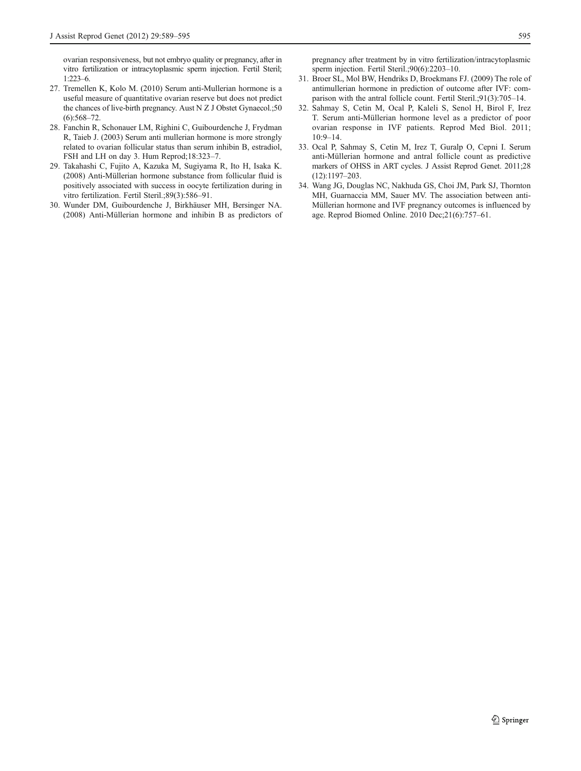ovarian responsiveness, but not embryo quality or pregnancy, after in vitro fertilization or intracytoplasmic sperm injection. Fertil Steril; 1:223–6.

27. Tremellen K, Kolo M. (2010) Serum anti-Mullerian hormone is a useful measure of quantitative ovarian reserve but does not predict the chances of live-birth pregnancy. Aust N Z J Obstet Gynaecol.;50 (6):568–72.
28. Fanchin R, Schonauer LM, Righini C, Guibourdenche J, Frydman R, Taieb J. (2003) Serum anti mullerian hormone is more strongly related to ovarian follicular status than serum inhibin B, estradiol, FSH and LH on day 3. Hum Reprod;18:323–7.
29. Takahashi C, Fujito A, Kazuka M, Sugiyama R, Ito H, Isaka K. (2008) Anti-Müllerian hormone substance from follicular fluid is positively associated with success in oocyte fertilization during in vitro fertilization. Fertil Steril.;89(3):586–91.
30. Wunder DM, Guibourdenche J, Birkhäuser MH, Bersinger NA. (2008) Anti-Müllerian hormone and inhibin B as predictors of pregnancy after treatment by in vitro fertilization/intracytoplasmic sperm injection. Fertil Steril.;90(6):2203–10.
31. Broer SL, Mol BW, Hendriks D, Broekmans FJ. (2009) The role of antimullerian hormone in prediction of outcome after IVF: comparison with the antral follicle count. Fertil Steril.;91(3):705–14.
32. Sahmay S, Cetin M, Ocal P, Kaleli S, Senol H, Birol F, Irez T. Serum anti-Müllerian hormone level as a predictor of poor ovarian response in IVF patients. Reprod Med Biol. 2011; 10:9–14.
33. Ocal P, Sahmay S, Cetin M, Irez T, Guralp O, Cepni I. Serum anti-Müllerian hormone and antral follicle count as predictive markers of OHSS in ART cycles. J Assist Reprod Genet. 2011;28 (12):1197–203.
34. Wang JG, Douglas NC, Nakhuda GS, Choi JM, Park SJ, Thornton MH, Guarnaccia MM, Sauer MV. The association between anti-Müllerian hormone and IVF pregnancy outcomes is influenced by age. Reprod Biomed Online. 2010 Dec;21(6):757–61.